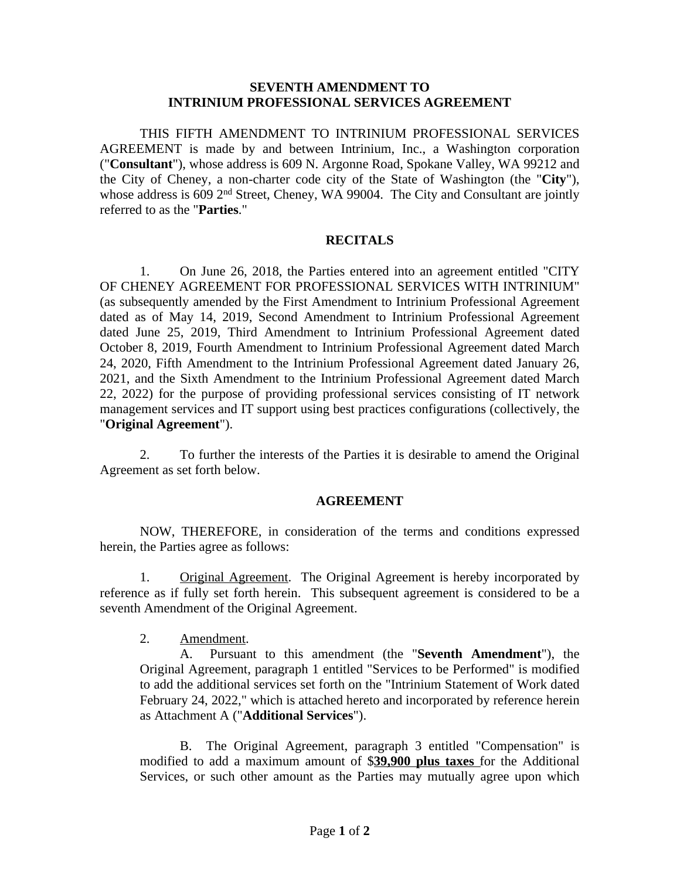**SEVENTH AMENDMENT TO**
**INTRINIUM PROFESSIONAL SERVICES AGREEMENT**

THIS FIFTH AMENDMENT TO INTRINIUM PROFESSIONAL SERVICES AGREEMENT is made by and between Intrinium, Inc., a Washington corporation ("**Consultant**"), whose address is 609 N. Argonne Road, Spokane Valley, WA 99212 and the City of Cheney, a non-charter code city of the State of Washington (the "**City**"), whose address is 609 2nd Street, Cheney, WA 99004. The City and Consultant are jointly referred to as the "**Parties**."

**RECITALS**

1. On June 26, 2018, the Parties entered into an agreement entitled "CITY OF CHENEY AGREEMENT FOR PROFESSIONAL SERVICES WITH INTRINIUM" (as subsequently amended by the First Amendment to Intrinium Professional Agreement dated as of May 14, 2019, Second Amendment to Intrinium Professional Agreement dated June 25, 2019, Third Amendment to Intrinium Professional Agreement dated October 8, 2019, Fourth Amendment to Intrinium Professional Agreement dated March 24, 2020, Fifth Amendment to the Intrinium Professional Agreement dated January 26, 2021, and the Sixth Amendment to the Intrinium Professional Agreement dated March 22, 2022) for the purpose of providing professional services consisting of IT network management services and IT support using best practices configurations (collectively, the "**Original Agreement**").

2. To further the interests of the Parties it is desirable to amend the Original Agreement as set forth below.

**AGREEMENT**

NOW, THEREFORE, in consideration of the terms and conditions expressed herein, the Parties agree as follows:

1. Original Agreement. The Original Agreement is hereby incorporated by reference as if fully set forth herein. This subsequent agreement is considered to be a seventh Amendment of the Original Agreement.

2. Amendment.

A. Pursuant to this amendment (the "**Seventh Amendment**"), the Original Agreement, paragraph 1 entitled "Services to be Performed" is modified to add the additional services set forth on the "Intrinium Statement of Work dated February 24, 2022," which is attached hereto and incorporated by reference herein as Attachment A ("**Additional Services**").

B. The Original Agreement, paragraph 3 entitled "Compensation" is modified to add a maximum amount of $**39,900 plus taxes** for the Additional Services, or such other amount as the Parties may mutually agree upon which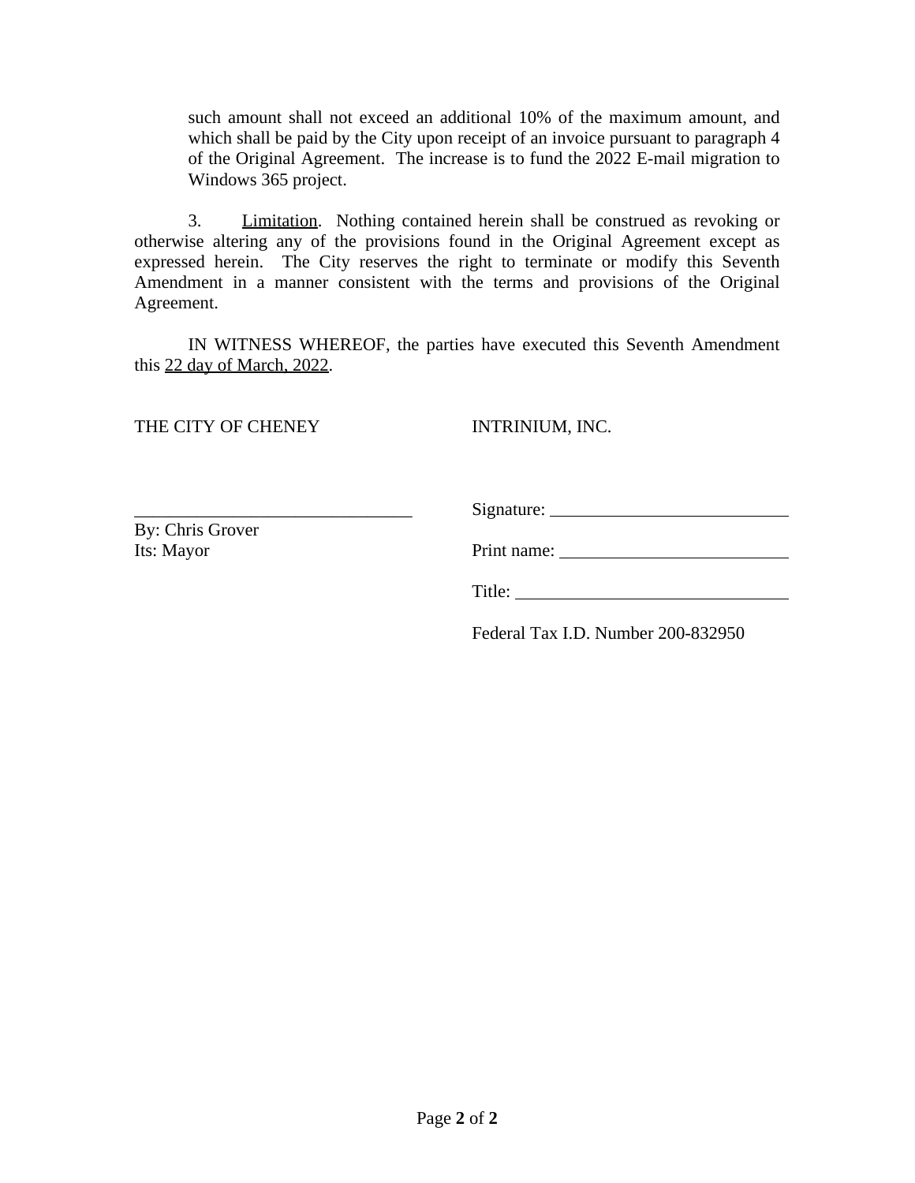such amount shall not exceed an additional 10% of the maximum amount, and which shall be paid by the City upon receipt of an invoice pursuant to paragraph 4 of the Original Agreement. The increase is to fund the 2022 E-mail migration to Windows 365 project.

3. Limitation. Nothing contained herein shall be construed as revoking or otherwise altering any of the provisions found in the Original Agreement except as expressed herein. The City reserves the right to terminate or modify this Seventh Amendment in a manner consistent with the terms and provisions of the Original Agreement.

IN WITNESS WHEREOF, the parties have executed this Seventh Amendment this 22 day of March, 2022.

THE CITY OF CHENEY

_______________________________
By: Chris Grover
Its: Mayor

INTRINIUM, INC.

Signature: ___________________________

Print name: __________________________

Title: _______________________________

Federal Tax I.D. Number 200-832950